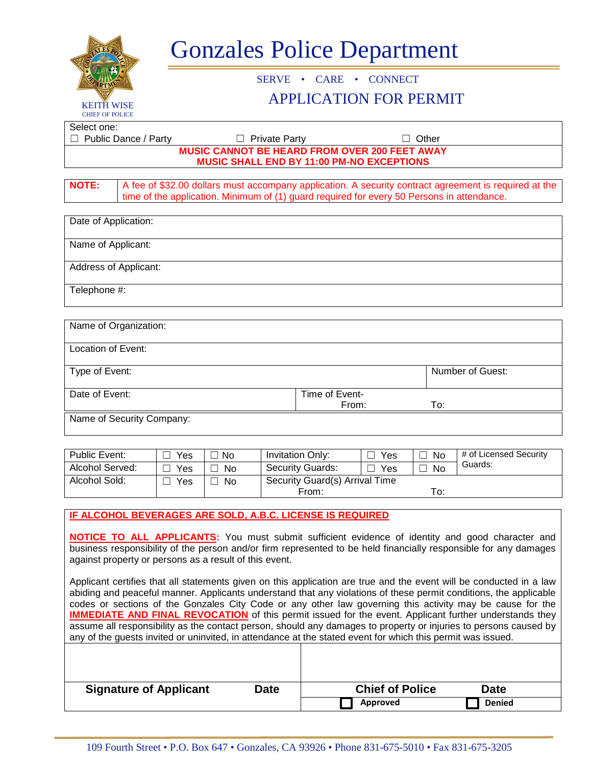# Gonzales Police Department

KEITH WISE
CHIEF OF POLICE

SERVE • CARE • CONNECT

## APPLICATION FOR PERMIT

Select one:

☐ Public Dance / Party ☐ Private Party ☐ Other

**MUSIC CANNOT BE HEARD FROM OVER 200 FEET AWAY**
**MUSIC SHALL END BY 11:00 PM-NO EXCEPTIONS**

| **NOTE:** | A fee of $32.00 dollars must accompany application. A security contract agreement is required at the time of the application. Minimum of (1) guard required for every 50 Persons in attendance. |
|---|---|

| |
|---|
| Date of Application: |
| Name of Applicant: |
| Address of Applicant: |
| Telephone #: |

| | | |
|---|---|---|
| Name of Organization: | | |
| Location of Event: | | |
| Type of Event: | | Number of Guest: |
| Date of Event: | Time of Event- From: | To: |
| Name of Security Company: | | |

| | | | | | | |
|---|---|---|---|---|---|---|
| Public Event: | ☐ Yes | ☐ No | Invitation Only: | ☐ Yes | ☐ No | # of Licensed Security Guards: |
| Alcohol Served: | ☐ Yes | ☐ No | Security Guards: | ☐ Yes | ☐ No | |
| Alcohol Sold: | ☐ Yes | ☐ No | Security Guard(s) Arrival Time From: | | To: | |

**IF ALCOHOL BEVERAGES ARE SOLD, A.B.C. LICENSE IS REQUIRED**

**NOTICE TO ALL APPLICANTS:** You must submit sufficient evidence of identity and good character and business responsibility of the person and/or firm represented to be held financially responsible for any damages against property or persons as a result of this event.

Applicant certifies that all statements given on this application are true and the event will be conducted in a law abiding and peaceful manner. Applicants understand that any violations of these permit conditions, the applicable codes or sections of the Gonzales City Code or any other law governing this activity may be cause for the **IMMEDIATE AND FINAL REVOCATION** of this permit issued for the event. Applicant further understands they assume all responsibility as the contact person, should any damages to property or injuries to persons caused by any of the guests invited or uninvited, in attendance at the stated event for which this permit was issued.

| | | | |
|---|---|---|---|
| | | | |
| **Signature of Applicant** | **Date** | **Chief of Police** | **Date** |
| | | ☐ **Approved** | ☐ **Denied** |

109 Fourth Street • P.O. Box 647 • Gonzales, CA 93926 • Phone 831-675-5010 • Fax 831-675-3205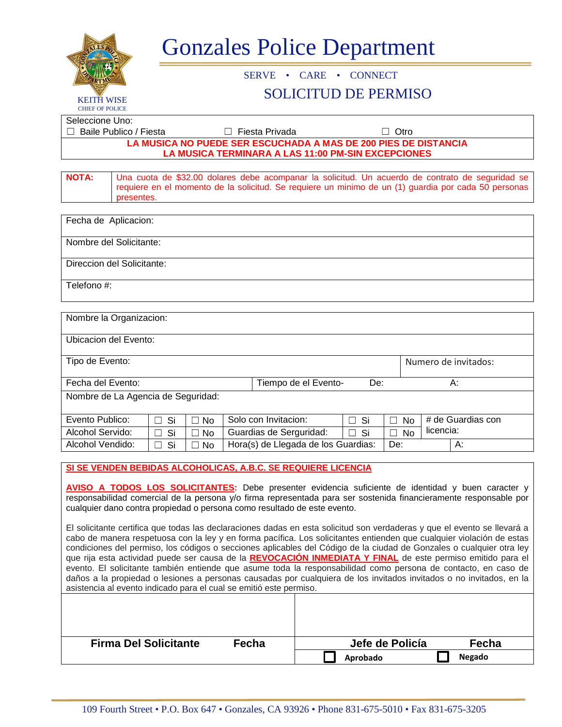# Gonzales Police Department

KEITH WISE
CHIEF OF POLICE

SERVE • CARE • CONNECT

## SOLICITUD DE PERMISO

Seleccione Uno:

☐ Baile Publico / Fiesta ☐ Fiesta Privada ☐ Otro

**LA MUSICA NO PUEDE SER ESCUCHADA A MAS DE 200 PIES DE DISTANCIA**
**LA MUSICA TERMINARA A LAS 11:00 PM-SIN EXCEPCIONES**

| | |
|---|---|
| **NOTA:** | Una cuota de $32.00 dolares debe acompanar la solicitud. Un acuerdo de contrato de seguridad se requiere en el momento de la solicitud. Se requiere un minimo de un (1) guardia por cada 50 personas presentes. |

Fecha de Aplicacion:

Nombre del Solicitante:

Direccion del Solicitante:

Telefono #:

Nombre la Organizacion:

Ubicacion del Evento:

Tipo de Evento: Numero de invitados:

Fecha del Evento: Tiempo de el Evento- De: A:

Nombre de La Agencia de Seguridad:

| | | | | | | | |
|---|---|---|---|---|---|---|---|
| Evento Publico: | ☐ Si | ☐ No | Solo con Invitacion: | ☐ Si | ☐ No | # de Guardias con licencia: | |
| Alcohol Servido: | ☐ Si | ☐ No | Guardias de Serguridad: | ☐ Si | ☐ No | | |
| Alcohol Vendido: | ☐ Si | ☐ No | Hora(s) de Llegada de los Guardias: | De: | | A: | |

**SI SE VENDEN BEBIDAS ALCOHOLICAS, A.B.C. SE REQUIERE LICENCIA**

**AVISO A TODOS LOS SOLICITANTES:** Debe presenter evidencia suficiente de identidad y buen caracter y responsabilidad comercial de la persona y/o firma representada para ser sostenida financieramente responsable por cualquier dano contra propiedad o persona como resultado de este evento.

El solicitante certifica que todas las declaraciones dadas en esta solicitud son verdaderas y que el evento se llevará a cabo de manera respetuosa con la ley y en forma pacífica. Los solicitantes entienden que cualquier violación de estas condiciones del permiso, los códigos o secciones aplicables del Código de la ciudad de Gonzales o cualquier otra ley que rija esta actividad puede ser causa de la **REVOCACIÓN INMEDIATA Y FINAL** de este permiso emitido para el evento. El solicitante también entiende que asume toda la responsabilidad como persona de contacto, en caso de daños a la propiedad o lesiones a personas causadas por cualquiera de los invitados invitados o no invitados, en la asistencia al evento indicado para el cual se emitió este permiso.

| | |
|---|---|
| | |
| **Firma Del Solicitante** **Fecha** | **Jefe de Policía** **Fecha** |
| | ☐ **Aprobado** ☐ **Negado** |

109 Fourth Street • P.O. Box 647 • Gonzales, CA 93926 • Phone 831-675-5010 • Fax 831-675-3205